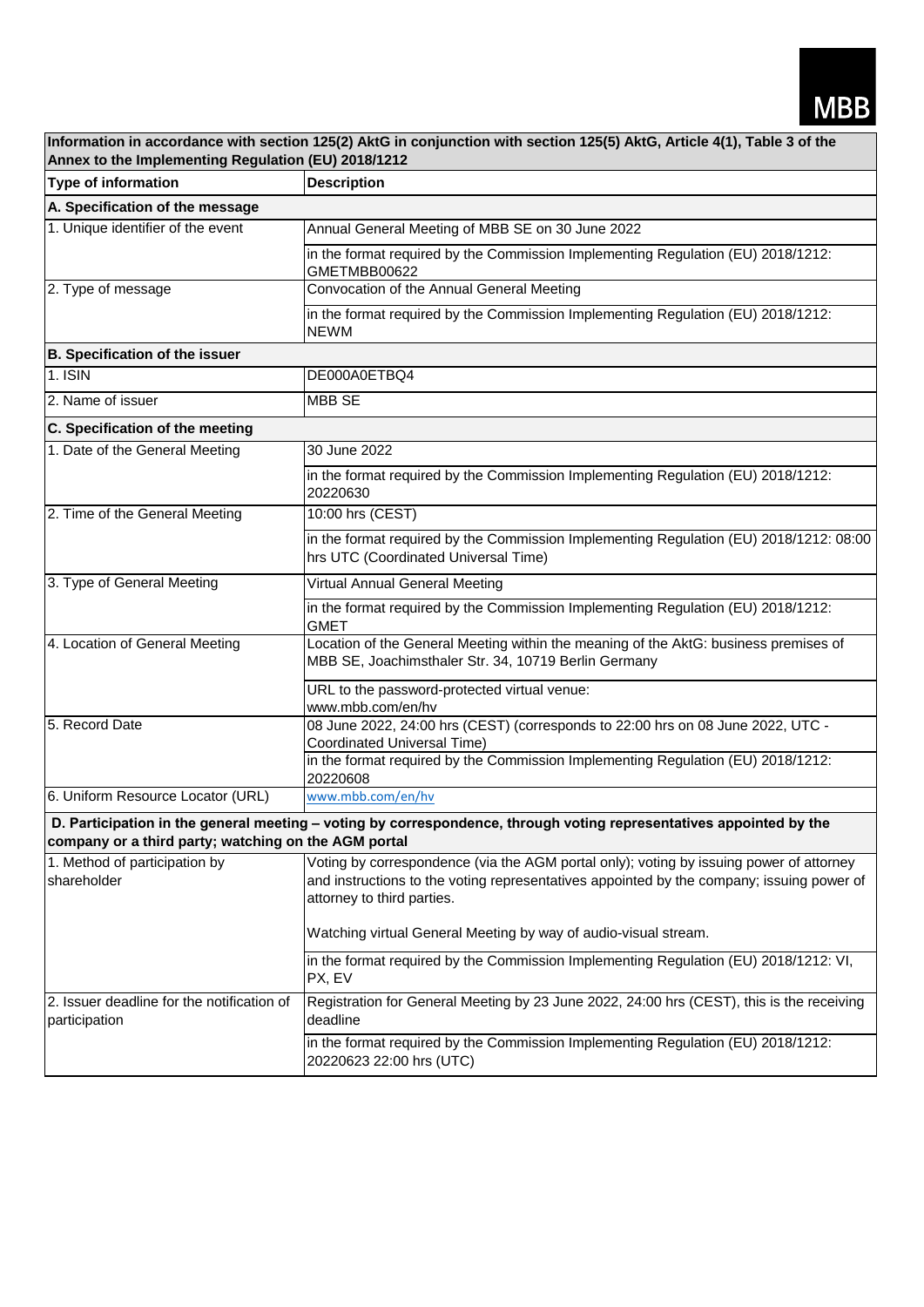MBB

| Information in accordance with section 125(2) AktG in conjunction with section 125(5) AktG, Article 4(1), Table 3 of the Annex to the Implementing Regulation (EU) 2018/1212 | |
|---|---|
| **Type of information** | **Description** |
| **A. Specification of the message** | |
| 1. Unique identifier of the event | Annual General Meeting of MBB SE on 30 June 2022 |
| | in the format required by the Commission Implementing Regulation (EU) 2018/1212: GMETMBB00622 |
| 2. Type of message | Convocation of the Annual General Meeting |
| | in the format required by the Commission Implementing Regulation (EU) 2018/1212: NEWM |
| **B. Specification of the issuer** | |
| 1. ISIN | DE000A0ETBQ4 |
| 2. Name of issuer | MBB SE |
| **C. Specification of the meeting** | |
| 1. Date of the General Meeting | 30 June 2022 |
| | in the format required by the Commission Implementing Regulation (EU) 2018/1212: 20220630 |
| 2. Time of the General Meeting | 10:00 hrs (CEST) |
| | in the format required by the Commission Implementing Regulation (EU) 2018/1212: 08:00 hrs UTC (Coordinated Universal Time) |
| 3. Type of General Meeting | Virtual Annual General Meeting |
| | in the format required by the Commission Implementing Regulation (EU) 2018/1212: GMET |
| 4. Location of General Meeting | Location of the General Meeting within the meaning of the AktG: business premises of MBB SE, Joachimsthaler Str. 34, 10719 Berlin Germany |
| | URL to the password-protected virtual venue: www.mbb.com/en/hv |
| 5. Record Date | 08 June 2022, 24:00 hrs (CEST) (corresponds to 22:00 hrs on 08 June 2022, UTC - Coordinated Universal Time) |
| | in the format required by the Commission Implementing Regulation (EU) 2018/1212: 20220608 |
| 6. Uniform Resource Locator (URL) | www.mbb.com/en/hv |
| **D. Participation in the general meeting – voting by correspondence, through voting representatives appointed by the company or a third party; watching on the AGM portal** | |
| 1. Method of participation by shareholder | Voting by correspondence (via the AGM portal only); voting by issuing power of attorney and instructions to the voting representatives appointed by the company; issuing power of attorney to third parties.<br><br>Watching virtual General Meeting by way of audio-visual stream. |
| | in the format required by the Commission Implementing Regulation (EU) 2018/1212: VI, PX, EV |
| 2. Issuer deadline for the notification of participation | Registration for General Meeting by 23 June 2022, 24:00 hrs (CEST), this is the receiving deadline |
| | in the format required by the Commission Implementing Regulation (EU) 2018/1212: 20220623 22:00 hrs (UTC) |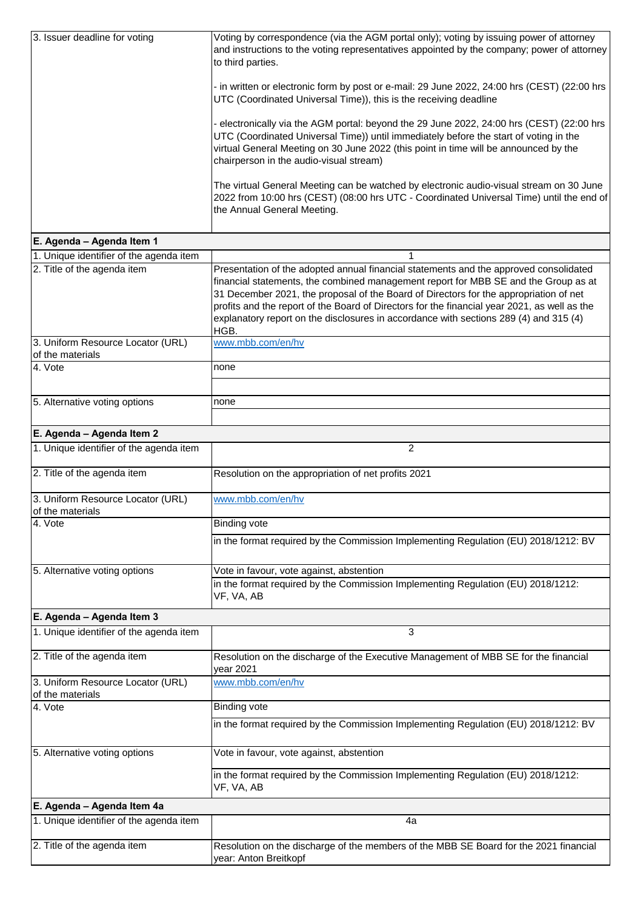| 3. Issuer deadline for voting | Voting by correspondence (via the AGM portal only); voting by issuing power of attorney and instructions to the voting representatives appointed by the company; power of attorney to third parties.<br><br>- in written or electronic form by post or e-mail: 29 June 2022, 24:00 hrs (CEST) (22:00 hrs UTC (Coordinated Universal Time)), this is the receiving deadline<br><br>- electronically via the AGM portal: beyond the 29 June 2022, 24:00 hrs (CEST) (22:00 hrs UTC (Coordinated Universal Time)) until immediately before the start of voting in the virtual General Meeting on 30 June 2022 (this point in time will be announced by the chairperson in the audio-visual stream)<br><br>The virtual General Meeting can be watched by electronic audio-visual stream on 30 June 2022 from 10:00 hrs (CEST) (08:00 hrs UTC - Coordinated Universal Time) until the end of the Annual General Meeting. |
|---|---|

| **E. Agenda – Agenda Item 1** | |
|---|---|
| 1. Unique identifier of the agenda item | 1 |
| 2. Title of the agenda item | Presentation of the adopted annual financial statements and the approved consolidated financial statements, the combined management report for MBB SE and the Group as at 31 December 2021, the proposal of the Board of Directors for the appropriation of net profits and the report of the Board of Directors for the financial year 2021, as well as the explanatory report on the disclosures in accordance with sections 289 (4) and 315 (4) HGB. |
| 3. Uniform Resource Locator (URL) of the materials | www.mbb.com/en/hv |
| 4. Vote | none |
| 5. Alternative voting options | none |

| **E. Agenda – Agenda Item 2** | |
|---|---|
| 1. Unique identifier of the agenda item | 2 |
| 2. Title of the agenda item | Resolution on the appropriation of net profits 2021 |
| 3. Uniform Resource Locator (URL) of the materials | www.mbb.com/en/hv |
| 4. Vote | Binding vote<br>in the format required by the Commission Implementing Regulation (EU) 2018/1212: BV |
| 5. Alternative voting options | Vote in favour, vote against, abstention<br>in the format required by the Commission Implementing Regulation (EU) 2018/1212: VF, VA, AB |

| **E. Agenda – Agenda Item 3** | |
|---|---|
| 1. Unique identifier of the agenda item | 3 |
| 2. Title of the agenda item | Resolution on the discharge of the Executive Management of MBB SE for the financial year 2021 |
| 3. Uniform Resource Locator (URL) of the materials | www.mbb.com/en/hv |
| 4. Vote | Binding vote<br>in the format required by the Commission Implementing Regulation (EU) 2018/1212: BV |
| 5. Alternative voting options | Vote in favour, vote against, abstention<br>in the format required by the Commission Implementing Regulation (EU) 2018/1212: VF, VA, AB |

| **E. Agenda – Agenda Item 4a** | |
|---|---|
| 1. Unique identifier of the agenda item | 4a |
| 2. Title of the agenda item | Resolution on the discharge of the members of the MBB SE Board for the 2021 financial year: Anton Breitkopf |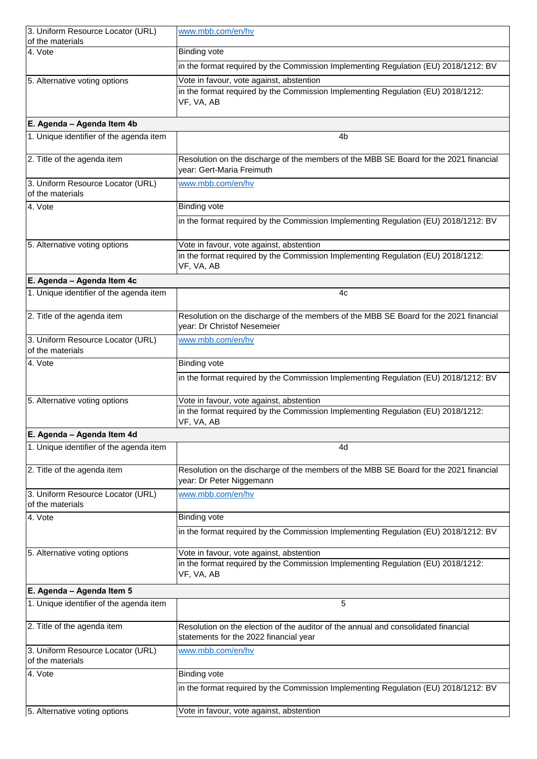| 3. Uniform Resource Locator (URL) of the materials | www.mbb.com/en/hv |
|---|---|
| 4. Vote | Binding vote |
| | in the format required by the Commission Implementing Regulation (EU) 2018/1212: BV |
| 5. Alternative voting options | Vote in favour, vote against, abstention |
| | in the format required by the Commission Implementing Regulation (EU) 2018/1212: VF, VA, AB |

| **E. Agenda – Agenda Item 4b** | |
|---|---|
| 1. Unique identifier of the agenda item | 4b |
| 2. Title of the agenda item | Resolution on the discharge of the members of the MBB SE Board for the 2021 financial year: Gert-Maria Freimuth |
| 3. Uniform Resource Locator (URL) of the materials | www.mbb.com/en/hv |
| 4. Vote | Binding vote |
| | in the format required by the Commission Implementing Regulation (EU) 2018/1212: BV |
| 5. Alternative voting options | Vote in favour, vote against, abstention |
| | in the format required by the Commission Implementing Regulation (EU) 2018/1212: VF, VA, AB |

| **E. Agenda – Agenda Item 4c** | |
|---|---|
| 1. Unique identifier of the agenda item | 4c |
| 2. Title of the agenda item | Resolution on the discharge of the members of the MBB SE Board for the 2021 financial year: Dr Christof Nesemeier |
| 3. Uniform Resource Locator (URL) of the materials | www.mbb.com/en/hv |
| 4. Vote | Binding vote |
| | in the format required by the Commission Implementing Regulation (EU) 2018/1212: BV |
| 5. Alternative voting options | Vote in favour, vote against, abstention |
| | in the format required by the Commission Implementing Regulation (EU) 2018/1212: VF, VA, AB |

| **E. Agenda – Agenda Item 4d** | |
|---|---|
| 1. Unique identifier of the agenda item | 4d |
| 2. Title of the agenda item | Resolution on the discharge of the members of the MBB SE Board for the 2021 financial year: Dr Peter Niggemann |
| 3. Uniform Resource Locator (URL) of the materials | www.mbb.com/en/hv |
| 4. Vote | Binding vote |
| | in the format required by the Commission Implementing Regulation (EU) 2018/1212: BV |
| 5. Alternative voting options | Vote in favour, vote against, abstention |
| | in the format required by the Commission Implementing Regulation (EU) 2018/1212: VF, VA, AB |

| **E. Agenda – Agenda Item 5** | |
|---|---|
| 1. Unique identifier of the agenda item | 5 |
| 2. Title of the agenda item | Resolution on the election of the auditor of the annual and consolidated financial statements for the 2022 financial year |
| 3. Uniform Resource Locator (URL) of the materials | www.mbb.com/en/hv |
| 4. Vote | Binding vote |
| | in the format required by the Commission Implementing Regulation (EU) 2018/1212: BV |
| 5. Alternative voting options | Vote in favour, vote against, abstention |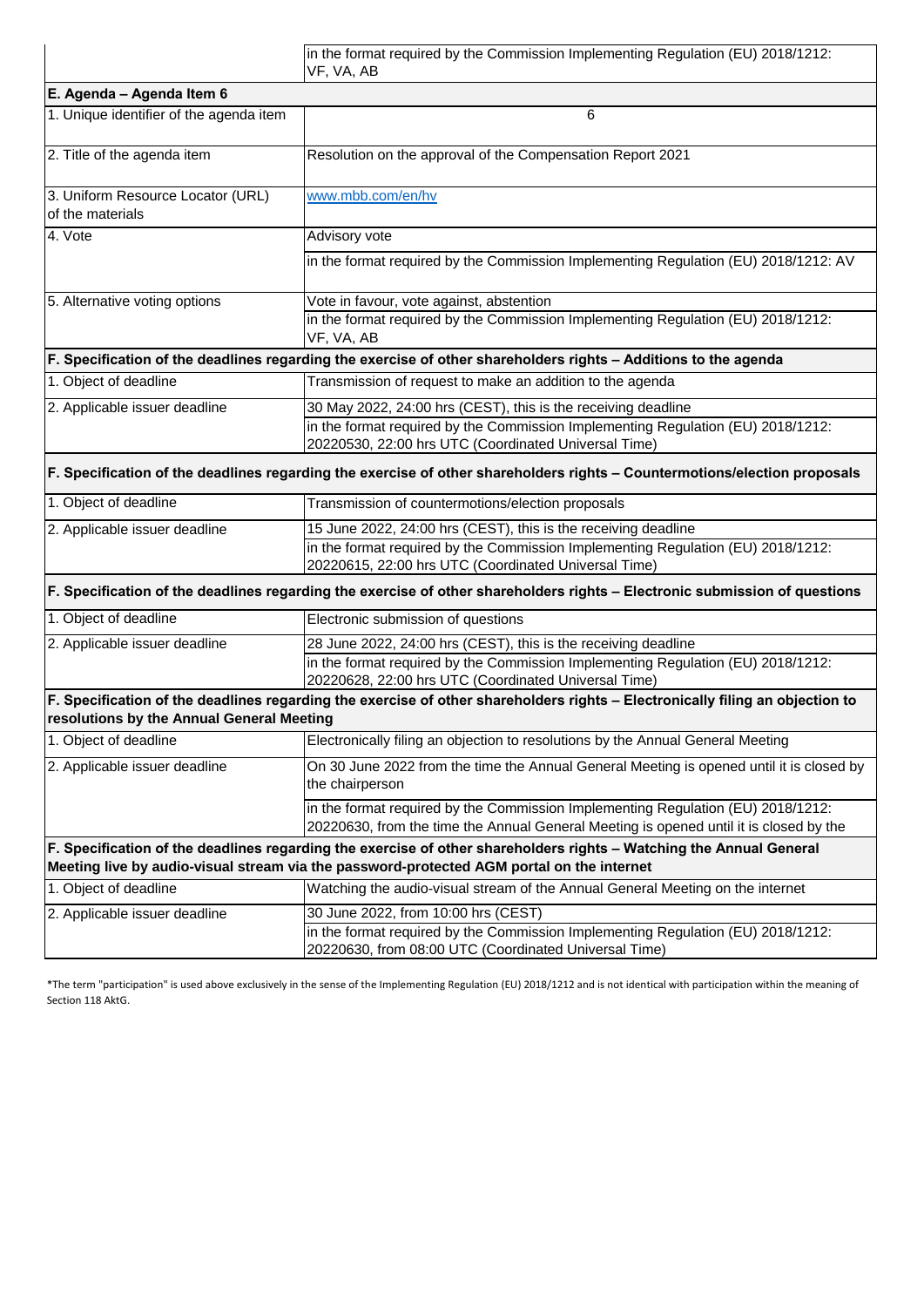| | |
|---|---|
| | in the format required by the Commission Implementing Regulation (EU) 2018/1212: VF, VA, AB |
| **E. Agenda – Agenda Item 6** | |
| 1. Unique identifier of the agenda item | 6 |
| 2. Title of the agenda item | Resolution on the approval of the Compensation Report 2021 |
| 3. Uniform Resource Locator (URL) of the materials | www.mbb.com/en/hv |
| 4. Vote | Advisory vote |
| | in the format required by the Commission Implementing Regulation (EU) 2018/1212: AV |
| 5. Alternative voting options | Vote in favour, vote against, abstention |
| | in the format required by the Commission Implementing Regulation (EU) 2018/1212: VF, VA, AB |
| **F. Specification of the deadlines regarding the exercise of other shareholders rights – Additions to the agenda** | |
| 1. Object of deadline | Transmission of request to make an addition to the agenda |
| 2. Applicable issuer deadline | 30 May 2022, 24:00 hrs (CEST), this is the receiving deadline |
| | in the format required by the Commission Implementing Regulation (EU) 2018/1212: 20220530, 22:00 hrs UTC (Coordinated Universal Time) |
| **F. Specification of the deadlines regarding the exercise of other shareholders rights – Countermotions/election proposals** | |
| 1. Object of deadline | Transmission of countermotions/election proposals |
| 2. Applicable issuer deadline | 15 June 2022, 24:00 hrs (CEST), this is the receiving deadline |
| | in the format required by the Commission Implementing Regulation (EU) 2018/1212: 20220615, 22:00 hrs UTC (Coordinated Universal Time) |
| **F. Specification of the deadlines regarding the exercise of other shareholders rights – Electronic submission of questions** | |
| 1. Object of deadline | Electronic submission of questions |
| 2. Applicable issuer deadline | 28 June 2022, 24:00 hrs (CEST), this is the receiving deadline |
| | in the format required by the Commission Implementing Regulation (EU) 2018/1212: 20220628, 22:00 hrs UTC (Coordinated Universal Time) |
| **F. Specification of the deadlines regarding the exercise of other shareholders rights – Electronically filing an objection to resolutions by the Annual General Meeting** | |
| 1. Object of deadline | Electronically filing an objection to resolutions by the Annual General Meeting |
| 2. Applicable issuer deadline | On 30 June 2022 from the time the Annual General Meeting is opened until it is closed by the chairperson |
| | in the format required by the Commission Implementing Regulation (EU) 2018/1212: 20220630, from the time the Annual General Meeting is opened until it is closed by the |
| **F. Specification of the deadlines regarding the exercise of other shareholders rights – Watching the Annual General Meeting live by audio-visual stream via the password-protected AGM portal on the internet** | |
| 1. Object of deadline | Watching the audio-visual stream of the Annual General Meeting on the internet |
| 2. Applicable issuer deadline | 30 June 2022, from 10:00 hrs (CEST) |
| | in the format required by the Commission Implementing Regulation (EU) 2018/1212: 20220630, from 08:00 UTC (Coordinated Universal Time) |

*The term "participation" is used above exclusively in the sense of the Implementing Regulation (EU) 2018/1212 and is not identical with participation within the meaning of Section 118 AktG.